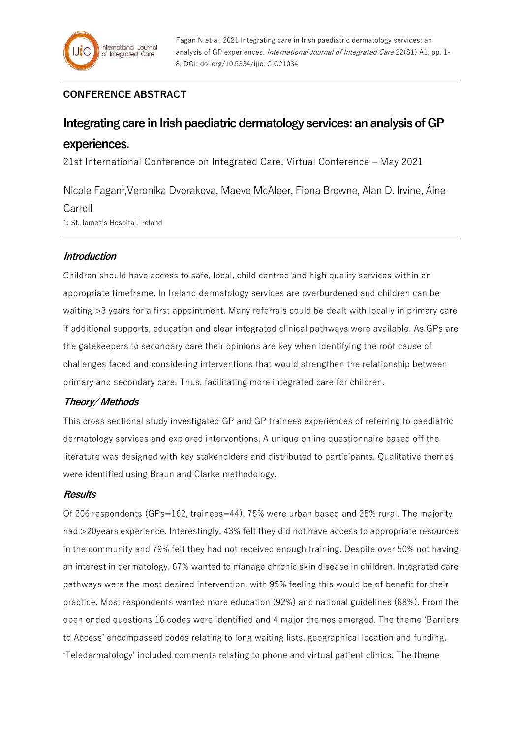## CONFERENCE ABSTRACT

# Integrating care in Irish paediatric dermatology services: an analysis of GP experiences.

21st International Conference on Integrated Care, Virtual Conference – May 2021

Nicole Fagan[1], Veronika Dvorakova, Maeve McAleer, Fiona Browne, Alan D. Irvine, Áine Carroll

1: St. James's Hospital, Ireland

### *Introduction*

Children should have access to safe, local, child centred and high quality services within an appropriate timeframe. In Ireland dermatology services are overburdened and children can be waiting >3 years for a first appointment. Many referrals could be dealt with locally in primary care if additional supports, education and clear integrated clinical pathways were available. As GPs are the gatekeepers to secondary care their opinions are key when identifying the root cause of challenges faced and considering interventions that would strengthen the relationship between primary and secondary care. Thus, facilitating more integrated care for children.

### *Theory/ Methods*

This cross sectional study investigated GP and GP trainees experiences of referring to paediatric dermatology services and explored interventions. A unique online questionnaire based off the literature was designed with key stakeholders and distributed to participants. Qualitative themes were identified using Braun and Clarke methodology.

### *Results*

Of 206 respondents (GPs=162, trainees=44), 75% were urban based and 25% rural. The majority had >20years experience. Interestingly, 43% felt they did not have access to appropriate resources in the community and 79% felt they had not received enough training. Despite over 50% not having an interest in dermatology, 67% wanted to manage chronic skin disease in children. Integrated care pathways were the most desired intervention, with 95% feeling this would be of benefit for their practice. Most respondents wanted more education (92%) and national guidelines (88%). From the open ended questions 16 codes were identified and 4 major themes emerged. The theme 'Barriers to Access' encompassed codes relating to long waiting lists, geographical location and funding. 'Teledermatology' included comments relating to phone and virtual patient clinics. The theme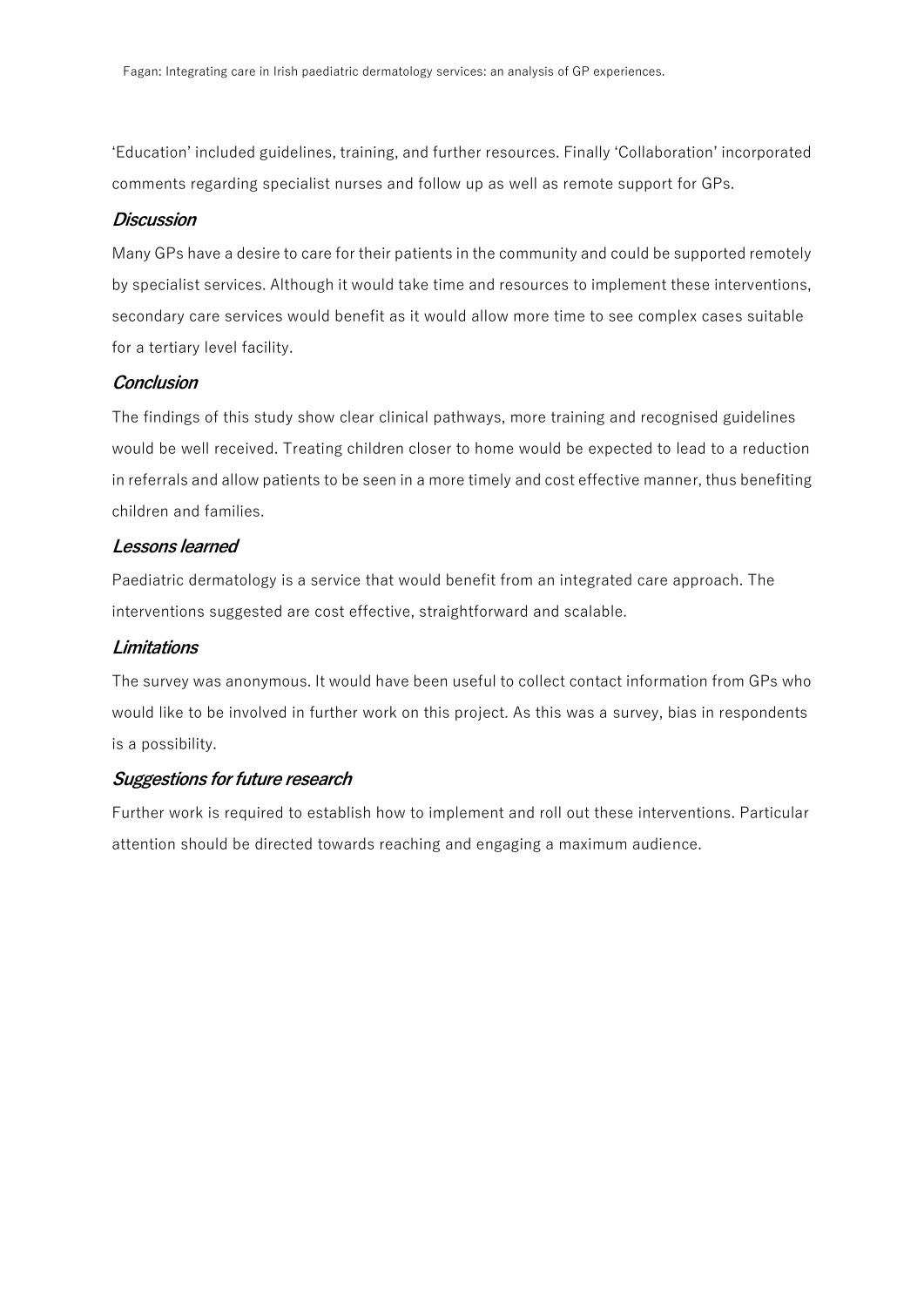'Education' included guidelines, training, and further resources. Finally 'Collaboration' incorporated comments regarding specialist nurses and follow up as well as remote support for GPs.

### *Discussion*

Many GPs have a desire to care for their patients in the community and could be supported remotely by specialist services. Although it would take time and resources to implement these interventions, secondary care services would benefit as it would allow more time to see complex cases suitable for a tertiary level facility.

### *Conclusion*

The findings of this study show clear clinical pathways, more training and recognised guidelines would be well received. Treating children closer to home would be expected to lead to a reduction in referrals and allow patients to be seen in a more timely and cost effective manner, thus benefiting children and families.

### *Lessons learned*

Paediatric dermatology is a service that would benefit from an integrated care approach. The interventions suggested are cost effective, straightforward and scalable.

### *Limitations*

The survey was anonymous. It would have been useful to collect contact information from GPs who would like to be involved in further work on this project. As this was a survey, bias in respondents is a possibility.

### *Suggestions for future research*

Further work is required to establish how to implement and roll out these interventions. Particular attention should be directed towards reaching and engaging a maximum audience.